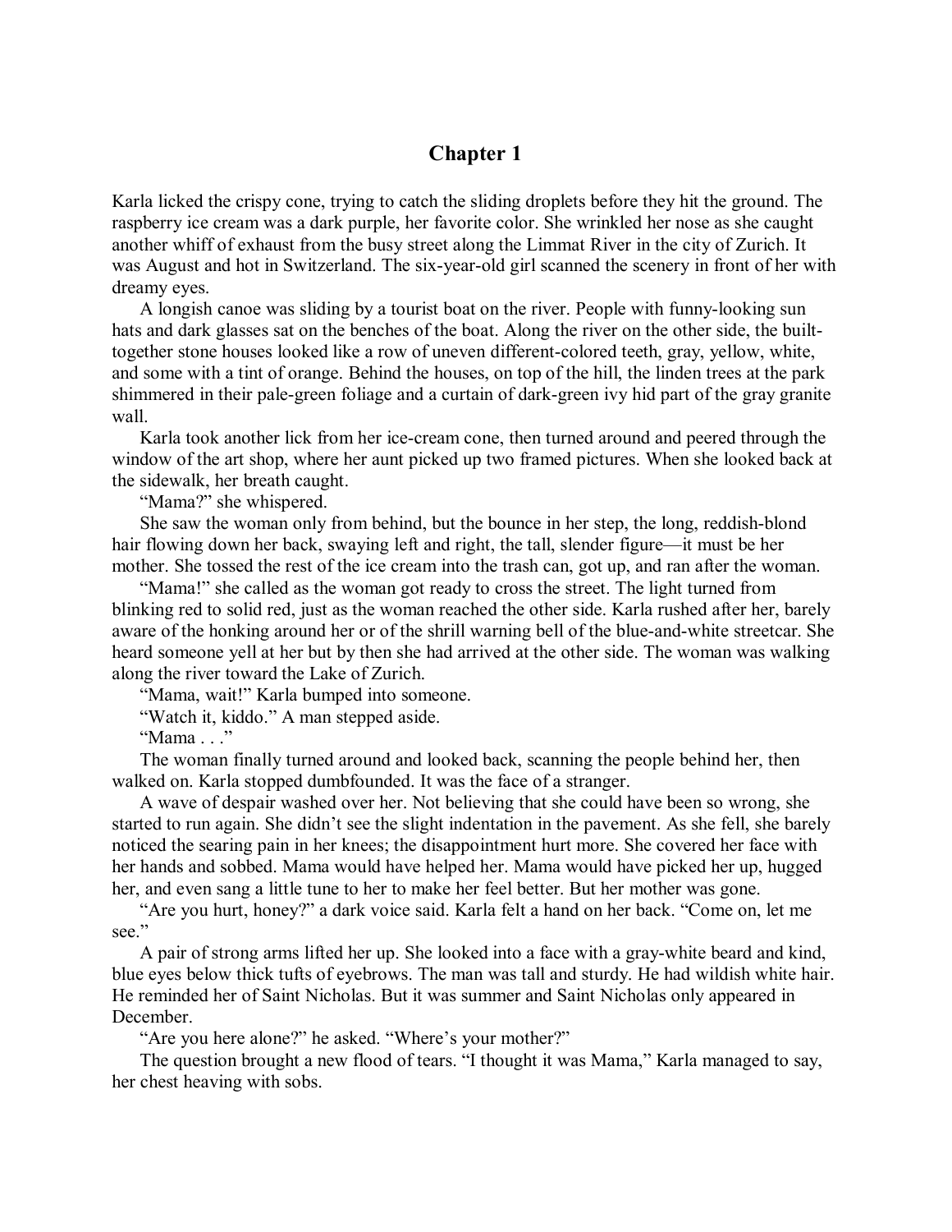# Chapter 1

Karla licked the crispy cone, trying to catch the sliding droplets before they hit the ground. The raspberry ice cream was a dark purple, her favorite color. She wrinkled her nose as she caught another whiff of exhaust from the busy street along the Limmat River in the city of Zurich. It was August and hot in Switzerland. The six-year-old girl scanned the scenery in front of her with dreamy eyes.

A longish canoe was sliding by a tourist boat on the river. People with funny-looking sun hats and dark glasses sat on the benches of the boat. Along the river on the other side, the built-together stone houses looked like a row of uneven different-colored teeth, gray, yellow, white, and some with a tint of orange. Behind the houses, on top of the hill, the linden trees at the park shimmered in their pale-green foliage and a curtain of dark-green ivy hid part of the gray granite wall.

Karla took another lick from her ice-cream cone, then turned around and peered through the window of the art shop, where her aunt picked up two framed pictures. When she looked back at the sidewalk, her breath caught.

"Mama?" she whispered.

She saw the woman only from behind, but the bounce in her step, the long, reddish-blond hair flowing down her back, swaying left and right, the tall, slender figure—it must be her mother. She tossed the rest of the ice cream into the trash can, got up, and ran after the woman.

"Mama!" she called as the woman got ready to cross the street. The light turned from blinking red to solid red, just as the woman reached the other side. Karla rushed after her, barely aware of the honking around her or of the shrill warning bell of the blue-and-white streetcar. She heard someone yell at her but by then she had arrived at the other side. The woman was walking along the river toward the Lake of Zurich.

"Mama, wait!" Karla bumped into someone.

"Watch it, kiddo." A man stepped aside.

"Mama . . ."

The woman finally turned around and looked back, scanning the people behind her, then walked on. Karla stopped dumbfounded. It was the face of a stranger.

A wave of despair washed over her. Not believing that she could have been so wrong, she started to run again. She didn't see the slight indentation in the pavement. As she fell, she barely noticed the searing pain in her knees; the disappointment hurt more. She covered her face with her hands and sobbed. Mama would have helped her. Mama would have picked her up, hugged her, and even sang a little tune to her to make her feel better. But her mother was gone.

"Are you hurt, honey?" a dark voice said. Karla felt a hand on her back. "Come on, let me see."

A pair of strong arms lifted her up. She looked into a face with a gray-white beard and kind, blue eyes below thick tufts of eyebrows. The man was tall and sturdy. He had wildish white hair. He reminded her of Saint Nicholas. But it was summer and Saint Nicholas only appeared in December.

"Are you here alone?" he asked. "Where's your mother?"

The question brought a new flood of tears. "I thought it was Mama," Karla managed to say, her chest heaving with sobs.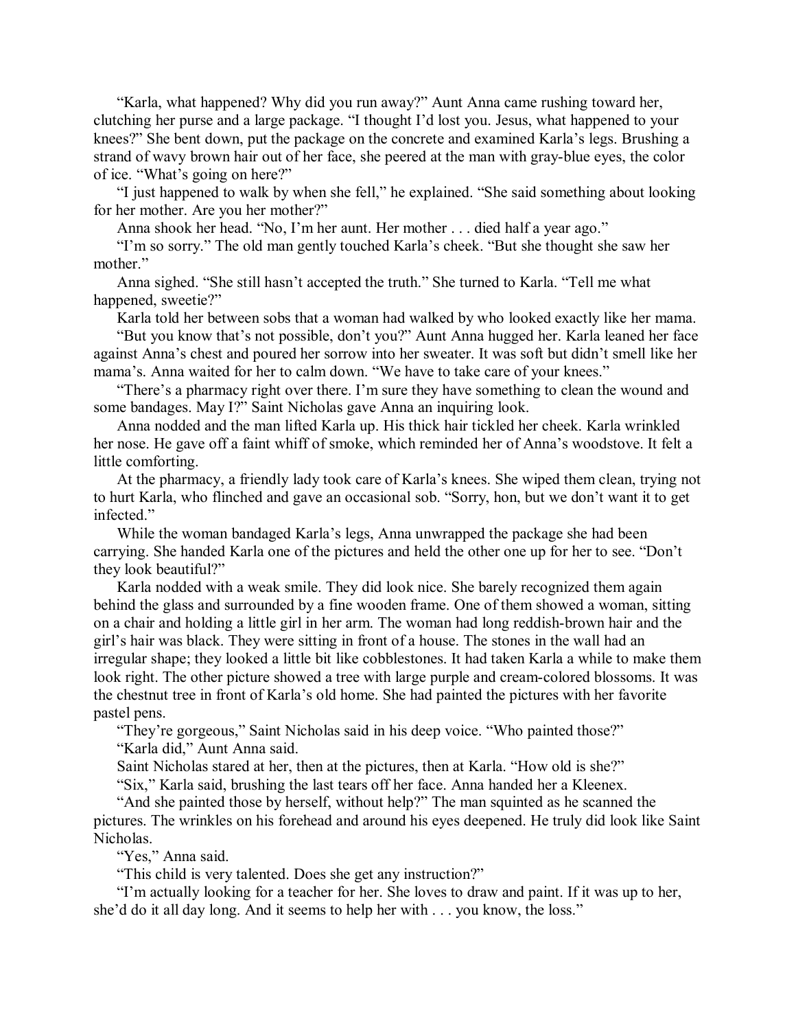"Karla, what happened? Why did you run away?" Aunt Anna came rushing toward her, clutching her purse and a large package. "I thought I'd lost you. Jesus, what happened to your knees?" She bent down, put the package on the concrete and examined Karla's legs. Brushing a strand of wavy brown hair out of her face, she peered at the man with gray-blue eyes, the color of ice. "What's going on here?"

"I just happened to walk by when she fell," he explained. "She said something about looking for her mother. Are you her mother?"

Anna shook her head. "No, I'm her aunt. Her mother . . . died half a year ago."

"I'm so sorry." The old man gently touched Karla's cheek. "But she thought she saw her mother."

Anna sighed. "She still hasn't accepted the truth." She turned to Karla. "Tell me what happened, sweetie?"

Karla told her between sobs that a woman had walked by who looked exactly like her mama.

"But you know that's not possible, don't you?" Aunt Anna hugged her. Karla leaned her face against Anna's chest and poured her sorrow into her sweater. It was soft but didn't smell like her mama's. Anna waited for her to calm down. "We have to take care of your knees."

"There's a pharmacy right over there. I'm sure they have something to clean the wound and some bandages. May I?" Saint Nicholas gave Anna an inquiring look.

Anna nodded and the man lifted Karla up. His thick hair tickled her cheek. Karla wrinkled her nose. He gave off a faint whiff of smoke, which reminded her of Anna's woodstove. It felt a little comforting.

At the pharmacy, a friendly lady took care of Karla's knees. She wiped them clean, trying not to hurt Karla, who flinched and gave an occasional sob. "Sorry, hon, but we don't want it to get infected."

While the woman bandaged Karla's legs, Anna unwrapped the package she had been carrying. She handed Karla one of the pictures and held the other one up for her to see. "Don't they look beautiful?"

Karla nodded with a weak smile. They did look nice. She barely recognized them again behind the glass and surrounded by a fine wooden frame. One of them showed a woman, sitting on a chair and holding a little girl in her arm. The woman had long reddish-brown hair and the girl's hair was black. They were sitting in front of a house. The stones in the wall had an irregular shape; they looked a little bit like cobblestones. It had taken Karla a while to make them look right. The other picture showed a tree with large purple and cream-colored blossoms. It was the chestnut tree in front of Karla's old home. She had painted the pictures with her favorite pastel pens.

"They're gorgeous," Saint Nicholas said in his deep voice. "Who painted those?"

"Karla did," Aunt Anna said.

Saint Nicholas stared at her, then at the pictures, then at Karla. "How old is she?"

"Six," Karla said, brushing the last tears off her face. Anna handed her a Kleenex.

"And she painted those by herself, without help?" The man squinted as he scanned the pictures. The wrinkles on his forehead and around his eyes deepened. He truly did look like Saint Nicholas.

"Yes," Anna said.

"This child is very talented. Does she get any instruction?"

"I'm actually looking for a teacher for her. She loves to draw and paint. If it was up to her, she'd do it all day long. And it seems to help her with . . . you know, the loss."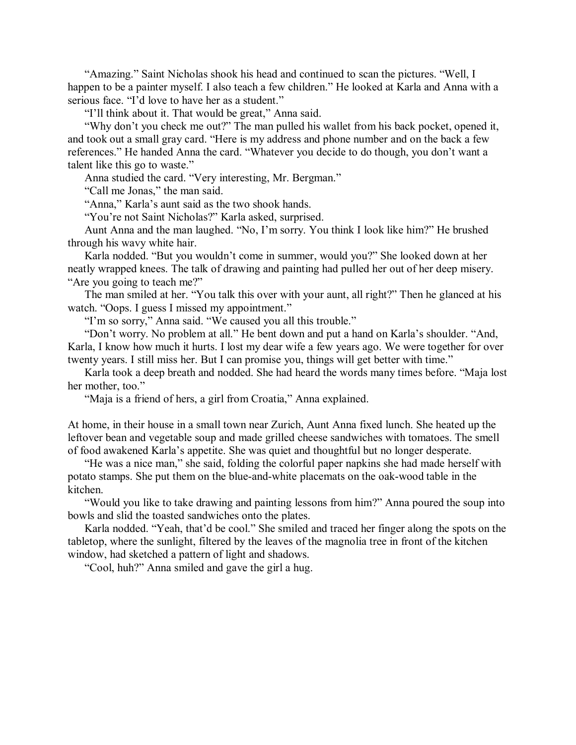"Amazing." Saint Nicholas shook his head and continued to scan the pictures. "Well, I happen to be a painter myself. I also teach a few children." He looked at Karla and Anna with a serious face. "I'd love to have her as a student."

"I'll think about it. That would be great," Anna said.

"Why don't you check me out?" The man pulled his wallet from his back pocket, opened it, and took out a small gray card. "Here is my address and phone number and on the back a few references." He handed Anna the card. "Whatever you decide to do though, you don't want a talent like this go to waste."

Anna studied the card. "Very interesting, Mr. Bergman."

"Call me Jonas," the man said.

"Anna," Karla's aunt said as the two shook hands.

"You're not Saint Nicholas?" Karla asked, surprised.

Aunt Anna and the man laughed. "No, I'm sorry. You think I look like him?" He brushed through his wavy white hair.

Karla nodded. "But you wouldn't come in summer, would you?" She looked down at her neatly wrapped knees. The talk of drawing and painting had pulled her out of her deep misery. "Are you going to teach me?"

The man smiled at her. "You talk this over with your aunt, all right?" Then he glanced at his watch. "Oops. I guess I missed my appointment."

"I'm so sorry," Anna said. "We caused you all this trouble."

"Don't worry. No problem at all." He bent down and put a hand on Karla's shoulder. "And, Karla, I know how much it hurts. I lost my dear wife a few years ago. We were together for over twenty years. I still miss her. But I can promise you, things will get better with time."

Karla took a deep breath and nodded. She had heard the words many times before. "Maja lost her mother, too."

"Maja is a friend of hers, a girl from Croatia," Anna explained.

At home, in their house in a small town near Zurich, Aunt Anna fixed lunch. She heated up the leftover bean and vegetable soup and made grilled cheese sandwiches with tomatoes. The smell of food awakened Karla's appetite. She was quiet and thoughtful but no longer desperate.

"He was a nice man," she said, folding the colorful paper napkins she had made herself with potato stamps. She put them on the blue-and-white placemats on the oak-wood table in the kitchen.

"Would you like to take drawing and painting lessons from him?" Anna poured the soup into bowls and slid the toasted sandwiches onto the plates.

Karla nodded. "Yeah, that'd be cool." She smiled and traced her finger along the spots on the tabletop, where the sunlight, filtered by the leaves of the magnolia tree in front of the kitchen window, had sketched a pattern of light and shadows.

"Cool, huh?" Anna smiled and gave the girl a hug.